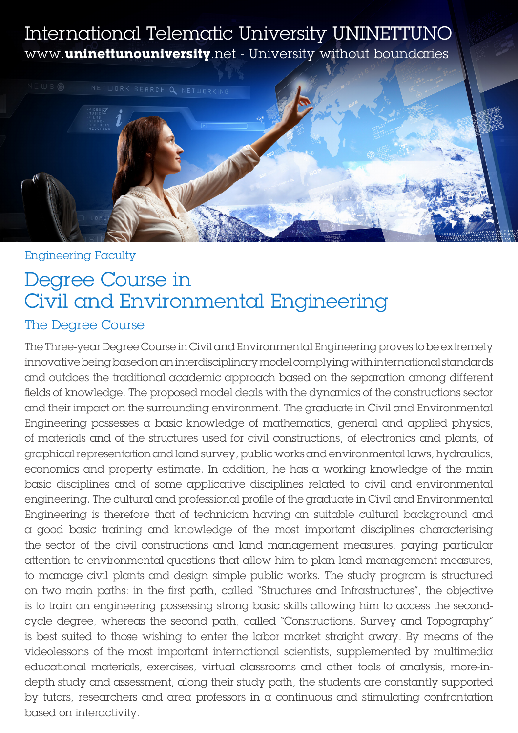International Telematic University UNINETTUNO
www.**uninettunouniversity**.net - University without boundaries

Engineering Faculty

# Degree Course in Civil and Environmental Engineering

## The Degree Course

The Three-year Degree Course in Civil and Environmental Engineering proves to be extremely innovative being based on an interdisciplinary model complying with international standards and outdoes the traditional academic approach based on the separation among different fields of knowledge. The proposed model deals with the dynamics of the constructions sector and their impact on the surrounding environment. The graduate in Civil and Environmental Engineering possesses a basic knowledge of mathematics, general and applied physics, of materials and of the structures used for civil constructions, of electronics and plants, of graphical representation and land survey, public works and environmental laws, hydraulics, economics and property estimate. In addition, he has a working knowledge of the main basic disciplines and of some applicative disciplines related to civil and environmental engineering. The cultural and professional profile of the graduate in Civil and Environmental Engineering is therefore that of technician having an suitable cultural background and a good basic training and knowledge of the most important disciplines characterising the sector of the civil constructions and land management measures, paying particular attention to environmental questions that allow him to plan land management measures, to manage civil plants and design simple public works. The study program is structured on two main paths: in the first path, called "Structures and Infrastructures", the objective is to train an engineering possessing strong basic skills allowing him to access the second-cycle degree, whereas the second path, called "Constructions, Survey and Topography" is best suited to those wishing to enter the labor market straight away. By means of the videolessons of the most important international scientists, supplemented by multimedia educational materials, exercises, virtual classrooms and other tools of analysis, more-in-depth study and assessment, along their study path, the students are constantly supported by tutors, researchers and area professors in a continuous and stimulating confrontation based on interactivity.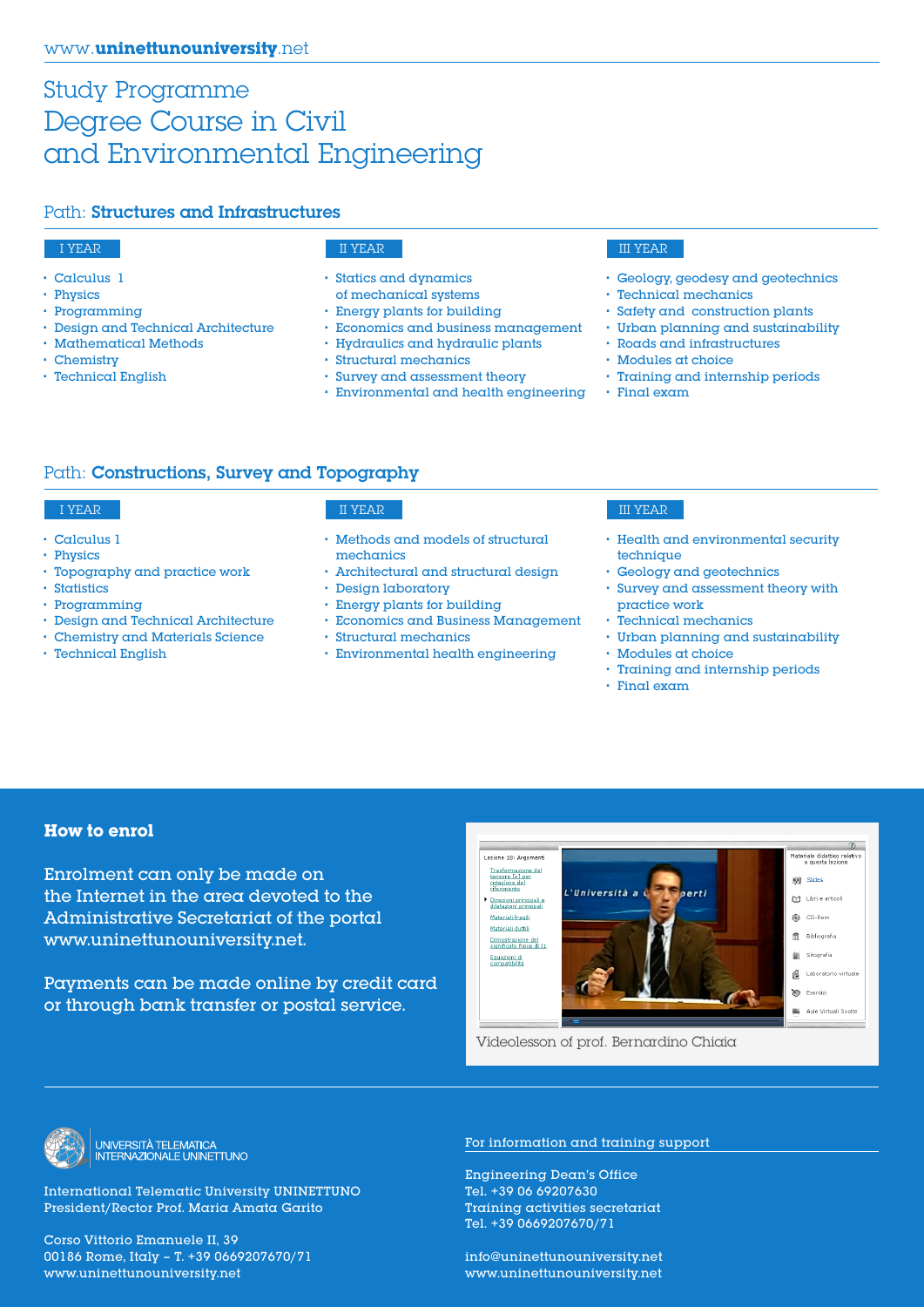www.**uninettunouniversity**.net

# Study Programme
# Degree Course in Civil and Environmental Engineering

## Path: **Structures and Infrastructures**

### I YEAR

- Calculus 1
- Physics
- Programming
- Design and Technical Architecture
- Mathematical Methods
- Chemistry
- Technical English

### II YEAR

- Statics and dynamics of mechanical systems
- Energy plants for building
- Economics and business management
- Hydraulics and hydraulic plants
- Structural mechanics
- Survey and assessment theory
- Environmental and health engineering

### III YEAR

- Geology, geodesy and geotechnics
- Technical mechanics
- Safety and construction plants
- Urban planning and sustainability
- Roads and infrastructures
- Modules at choice
- Training and internship periods
- Final exam

## Path: **Constructions, Survey and Topography**

### I YEAR

- Calculus 1
- Physics
- Topography and practice work
- Statistics
- Programming
- Design and Technical Architecture
- Chemistry and Materials Science
- Technical English

### II YEAR

- Methods and models of structural mechanics
- Architectural and structural design
- Design laboratory
- Energy plants for building
- Economics and Business Management
- Structural mechanics
- Environmental health engineering

### III YEAR

- Health and environmental security technique
- Geology and geotechnics
- Survey and assessment theory with practice work
- Technical mechanics
- Urban planning and sustainability
- Modules at choice
- Training and internship periods
- Final exam

## How to enrol

Enrolment can only be made on the Internet in the area devoted to the Administrative Secretariat of the portal www.uninettunouniversity.net.

Payments can be made online by credit card or through bank transfer or postal service.

Videolesson of prof. Bernardino Chiaia

UNIVERSITÀ TELEMATICA INTERNAZIONALE UNINETTUNO

International Telematic University UNINETTUNO
President/Rector Prof. Maria Amata Garito

Corso Vittorio Emanuele II, 39
00186 Rome, Italy – T. +39 0669207670/71
www.uninettunouniversity.net

For information and training support

Engineering Dean's Office
Tel. +39 06 69207630
Training activities secretariat
Tel. +39 0669207670/71

info@uninettunouniversity.net
www.uninettunouniversity.net